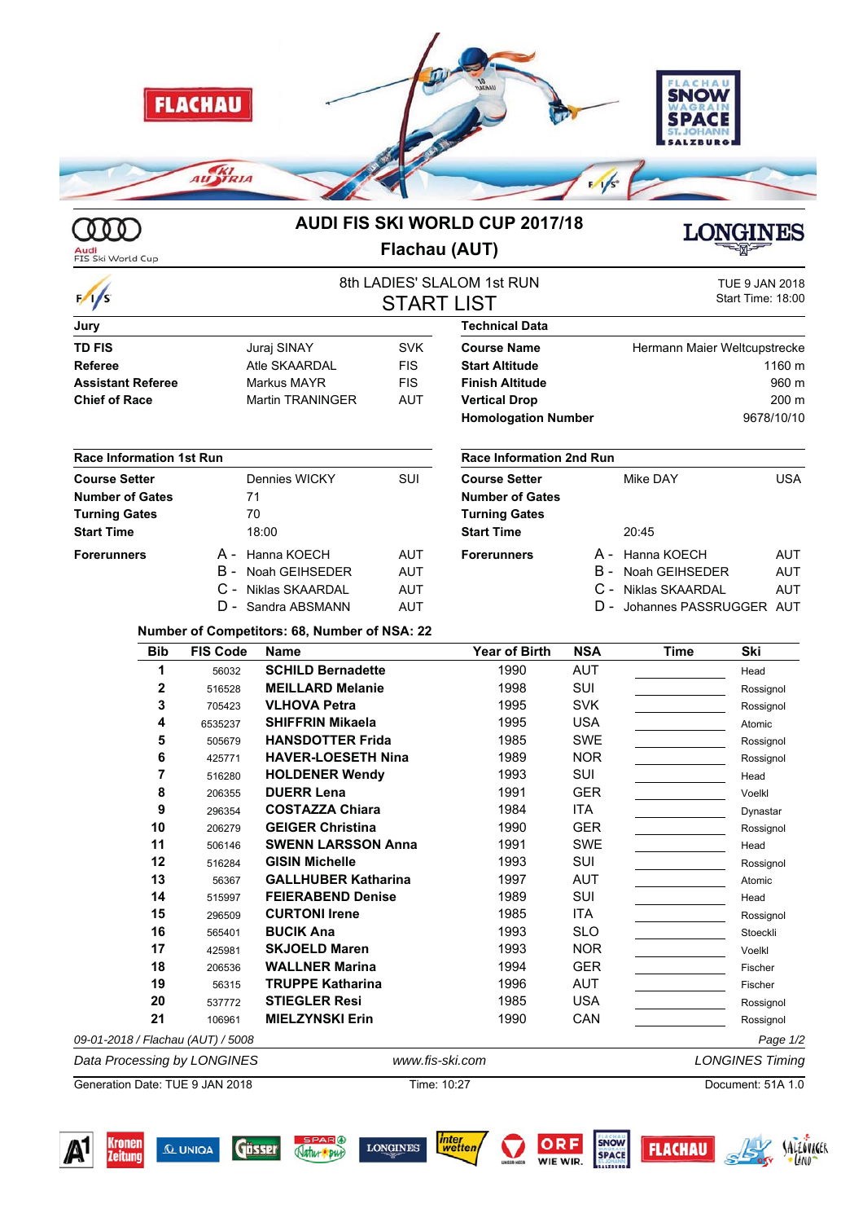# AUDI FIS SKI WORLD CUP 2017/18

## Flachau (AUT)

8th LADIES' SLALOM 1st RUN

### START LIST

TUE 9 JAN 2018
Start Time: 18:00

| Jury | | |
|---|---|---|
| **TD FIS** | Juraj SINAY | SVK |
| **Referee** | Atle SKAARDAL | FIS |
| **Assistant Referee** | Markus MAYR | FIS |
| **Chief of Race** | Martin TRANINGER | AUT |

| Technical Data | |
|---|---|
| **Course Name** | Hermann Maier Weltcupstrecke |
| **Start Altitude** | 1160 m |
| **Finish Altitude** | 960 m |
| **Vertical Drop** | 200 m |
| **Homologation Number** | 9678/10/10 |

| Race Information 1st Run | | |
|---|---|---|
| **Course Setter** | Dennies WICKY | SUI |
| **Number of Gates** | 71 | |
| **Turning Gates** | 70 | |
| **Start Time** | 18:00 | |
| **Forerunners** | A - Hanna KOECH | AUT |
| | B - Noah GEIHSEDER | AUT |
| | C - Niklas SKAARDAL | AUT |
| | D - Sandra ABSMANN | AUT |

| Race Information 2nd Run | | |
|---|---|---|
| **Course Setter** | Mike DAY | USA |
| **Number of Gates** | | |
| **Turning Gates** | | |
| **Start Time** | 20:45 | |
| **Forerunners** | A - Hanna KOECH | AUT |
| | B - Noah GEIHSEDER | AUT |
| | C - Niklas SKAARDAL | AUT |
| | D - Johannes PASSRUGGER | AUT |

**Number of Competitors: 68, Number of NSA: 22**

| Bib | FIS Code | Name | Year of Birth | NSA | Time | Ski |
|---|---|---|---|---|---|---|
| 1 | 56032 | **SCHILD Bernadette** | 1990 | AUT | | Head |
| 2 | 516528 | **MEILLARD Melanie** | 1998 | SUI | | Rossignol |
| 3 | 705423 | **VLHOVA Petra** | 1995 | SVK | | Rossignol |
| 4 | 6535237 | **SHIFFRIN Mikaela** | 1995 | USA | | Atomic |
| 5 | 505679 | **HANSDOTTER Frida** | 1985 | SWE | | Rossignol |
| 6 | 425771 | **HAVER-LOESETH Nina** | 1989 | NOR | | Rossignol |
| 7 | 516280 | **HOLDENER Wendy** | 1993 | SUI | | Head |
| 8 | 206355 | **DUERR Lena** | 1991 | GER | | Voelkl |
| 9 | 296354 | **COSTAZZA Chiara** | 1984 | ITA | | Dynastar |
| 10 | 206279 | **GEIGER Christina** | 1990 | GER | | Rossignol |
| 11 | 506146 | **SWENN LARSSON Anna** | 1991 | SWE | | Head |
| 12 | 516284 | **GISIN Michelle** | 1993 | SUI | | Rossignol |
| 13 | 56367 | **GALLHUBER Katharina** | 1997 | AUT | | Atomic |
| 14 | 515997 | **FEIERABEND Denise** | 1989 | SUI | | Head |
| 15 | 296509 | **CURTONI Irene** | 1985 | ITA | | Rossignol |
| 16 | 565401 | **BUCIK Ana** | 1993 | SLO | | Stoeckli |
| 17 | 425981 | **SKJOELD Maren** | 1993 | NOR | | Voelkl |
| 18 | 206536 | **WALLNER Marina** | 1994 | GER | | Fischer |
| 19 | 56315 | **TRUPPE Katharina** | 1996 | AUT | | Fischer |
| 20 | 537772 | **STIEGLER Resi** | 1985 | USA | | Rossignol |
| 21 | 106961 | **MIELZYNSKI Erin** | 1990 | CAN | | Rossignol |

*09-01-2018 / Flachau (AUT) / 5008*

*Data Processing by LONGINES* *www.fis-ski.com* *LONGINES Timing*

Generation Date: TUE 9 JAN 2018 Time: 10:27 Document: 51A 1.0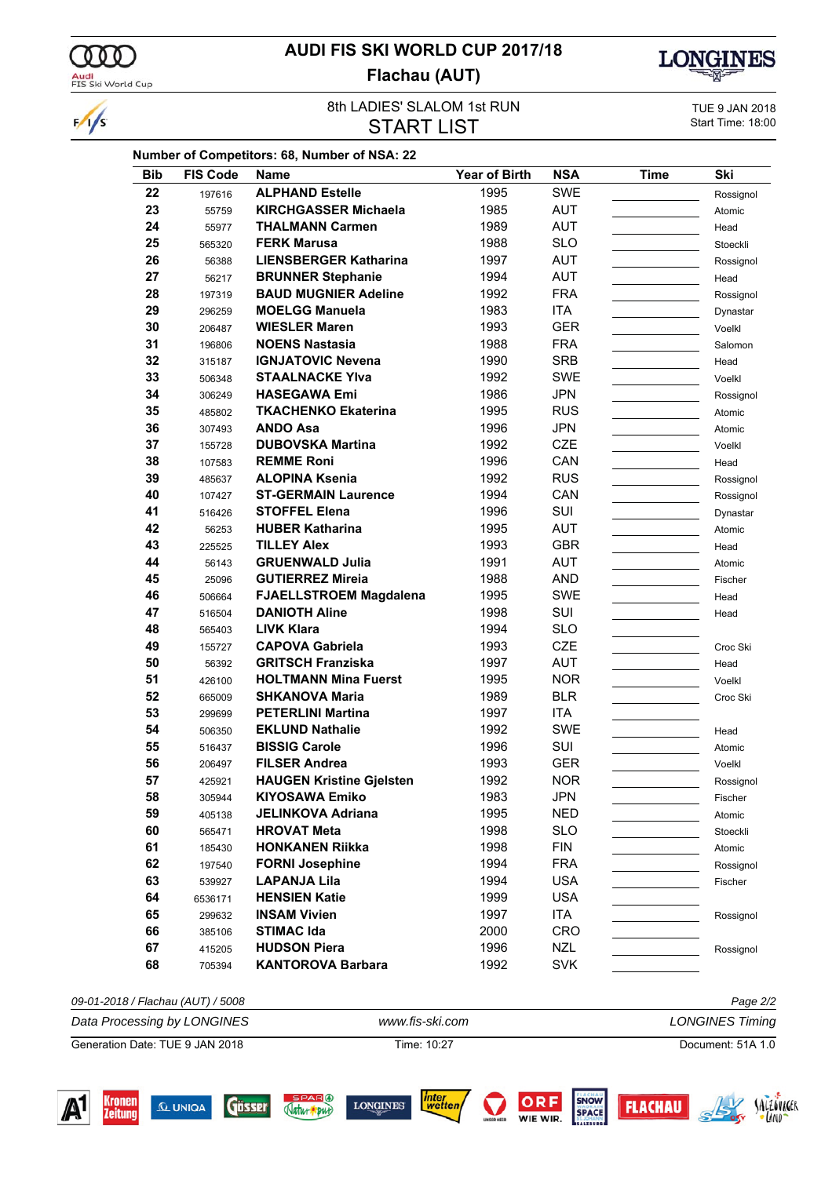# AUDI FIS SKI WORLD CUP 2017/18

## Flachau (AUT)

8th LADIES' SLALOM 1st RUN

## START LIST

TUE 9 JAN 2018
Start Time: 18:00

**Number of Competitors: 68, Number of NSA: 22**

| Bib | FIS Code | Name | Year of Birth | NSA | Time | Ski |
|---|---|---|---|---|---|---|
| 22 | 197616 | **ALPHAND Estelle** | 1995 | SWE | | Rossignol |
| 23 | 55759 | **KIRCHGASSER Michaela** | 1985 | AUT | | Atomic |
| 24 | 55977 | **THALMANN Carmen** | 1989 | AUT | | Head |
| 25 | 565320 | **FERK Marusa** | 1988 | SLO | | Stoeckli |
| 26 | 56388 | **LIENSBERGER Katharina** | 1997 | AUT | | Rossignol |
| 27 | 56217 | **BRUNNER Stephanie** | 1994 | AUT | | Head |
| 28 | 197319 | **BAUD MUGNIER Adeline** | 1992 | FRA | | Rossignol |
| 29 | 296259 | **MOELGG Manuela** | 1983 | ITA | | Dynastar |
| 30 | 206487 | **WIESLER Maren** | 1993 | GER | | Voelkl |
| 31 | 196806 | **NOENS Nastasia** | 1988 | FRA | | Salomon |
| 32 | 315187 | **IGNJATOVIC Nevena** | 1990 | SRB | | Head |
| 33 | 506348 | **STAALNACKE Ylva** | 1992 | SWE | | Voelkl |
| 34 | 306249 | **HASEGAWA Emi** | 1986 | JPN | | Rossignol |
| 35 | 485802 | **TKACHENKO Ekaterina** | 1995 | RUS | | Atomic |
| 36 | 307493 | **ANDO Asa** | 1996 | JPN | | Atomic |
| 37 | 155728 | **DUBOVSKA Martina** | 1992 | CZE | | Voelkl |
| 38 | 107583 | **REMME Roni** | 1996 | CAN | | Head |
| 39 | 485637 | **ALOPINA Ksenia** | 1992 | RUS | | Rossignol |
| 40 | 107427 | **ST-GERMAIN Laurence** | 1994 | CAN | | Rossignol |
| 41 | 516426 | **STOFFEL Elena** | 1996 | SUI | | Dynastar |
| 42 | 56253 | **HUBER Katharina** | 1995 | AUT | | Atomic |
| 43 | 225525 | **TILLEY Alex** | 1993 | GBR | | Head |
| 44 | 56143 | **GRUENWALD Julia** | 1991 | AUT | | Atomic |
| 45 | 25096 | **GUTIERREZ Mireia** | 1988 | AND | | Fischer |
| 46 | 506664 | **FJAELLSTROEM Magdalena** | 1995 | SWE | | Head |
| 47 | 516504 | **DANIOTH Aline** | 1998 | SUI | | Head |
| 48 | 565403 | **LIVK Klara** | 1994 | SLO | | |
| 49 | 155727 | **CAPOVA Gabriela** | 1993 | CZE | | Croc Ski |
| 50 | 56392 | **GRITSCH Franziska** | 1997 | AUT | | Head |
| 51 | 426100 | **HOLTMANN Mina Fuerst** | 1995 | NOR | | Voelkl |
| 52 | 665009 | **SHKANOVA Maria** | 1989 | BLR | | Croc Ski |
| 53 | 299699 | **PETERLINI Martina** | 1997 | ITA | | |
| 54 | 506350 | **EKLUND Nathalie** | 1992 | SWE | | Head |
| 55 | 516437 | **BISSIG Carole** | 1996 | SUI | | Atomic |
| 56 | 206497 | **FILSER Andrea** | 1993 | GER | | Voelkl |
| 57 | 425921 | **HAUGEN Kristine Gjelsten** | 1992 | NOR | | Rossignol |
| 58 | 305944 | **KIYOSAWA Emiko** | 1983 | JPN | | Fischer |
| 59 | 405138 | **JELINKOVA Adriana** | 1995 | NED | | Atomic |
| 60 | 565471 | **HROVAT Meta** | 1998 | SLO | | Stoeckli |
| 61 | 185430 | **HONKANEN Riikka** | 1998 | FIN | | Atomic |
| 62 | 197540 | **FORNI Josephine** | 1994 | FRA | | Rossignol |
| 63 | 539927 | **LAPANJA Lila** | 1994 | USA | | Fischer |
| 64 | 6536171 | **HENSIEN Katie** | 1999 | USA | | |
| 65 | 299632 | **INSAM Vivien** | 1997 | ITA | | Rossignol |
| 66 | 385106 | **STIMAC Ida** | 2000 | CRO | | |
| 67 | 415205 | **HUDSON Piera** | 1996 | NZL | | Rossignol |
| 68 | 705394 | **KANTOROVA Barbara** | 1992 | SVK | | |

*09-01-2018 / Flachau (AUT) / 5008*

*Data Processing by LONGINES* | *www.fis-ski.com* | *LONGINES Timing*

Generation Date: TUE 9 JAN 2018 | Time: 10:27 | Document: 51A 1.0